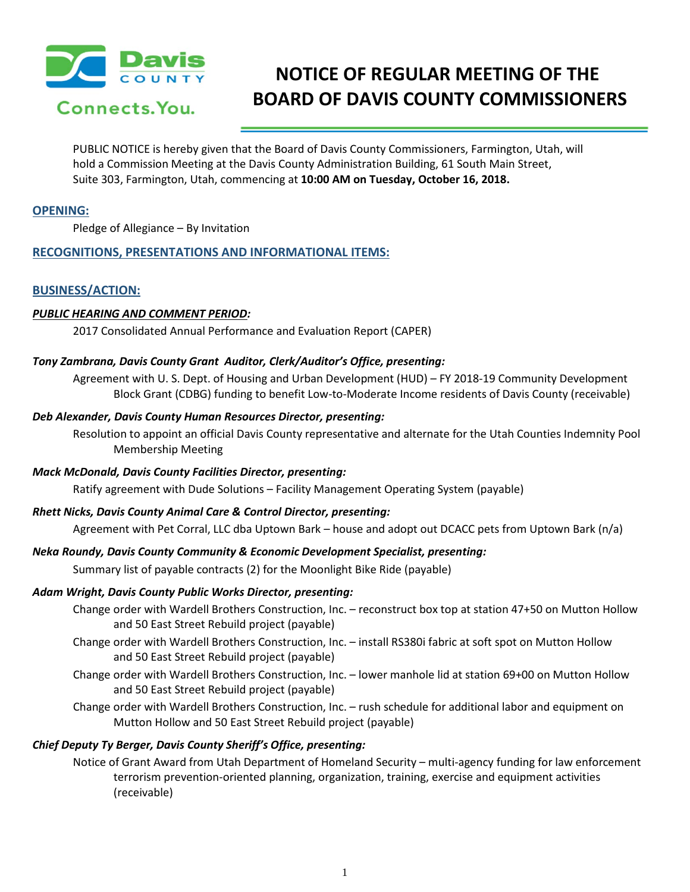# NOTICE OF REGULAR MEETING OF THE BOARD OF DAVIS COUNTY COMMISSIONERS

PUBLIC NOTICE is hereby given that the Board of Davis County Commissioners, Farmington, Utah, will hold a Commission Meeting at the Davis County Administration Building, 61 South Main Street, Suite 303, Farmington, Utah, commencing at **10:00 AM on Tuesday, October 16, 2018.**

## OPENING:

Pledge of Allegiance – By Invitation

## RECOGNITIONS, PRESENTATIONS AND INFORMATIONAL ITEMS:

## BUSINESS/ACTION:

***PUBLIC HEARING AND COMMENT PERIOD:***

2017 Consolidated Annual Performance and Evaluation Report (CAPER)

***Tony Zambrana, Davis County Grant Auditor, Clerk/Auditor's Office, presenting:***

Agreement with U. S. Dept. of Housing and Urban Development (HUD) – FY 2018-19 Community Development Block Grant (CDBG) funding to benefit Low-to-Moderate Income residents of Davis County (receivable)

***Deb Alexander, Davis County Human Resources Director, presenting:***

Resolution to appoint an official Davis County representative and alternate for the Utah Counties Indemnity Pool Membership Meeting

***Mack McDonald, Davis County Facilities Director, presenting:***

Ratify agreement with Dude Solutions – Facility Management Operating System (payable)

***Rhett Nicks, Davis County Animal Care & Control Director, presenting:***

Agreement with Pet Corral, LLC dba Uptown Bark – house and adopt out DCACC pets from Uptown Bark (n/a)

***Neka Roundy, Davis County Community & Economic Development Specialist, presenting:***

Summary list of payable contracts (2) for the Moonlight Bike Ride (payable)

***Adam Wright, Davis County Public Works Director, presenting:***

Change order with Wardell Brothers Construction, Inc. – reconstruct box top at station 47+50 on Mutton Hollow and 50 East Street Rebuild project (payable)

Change order with Wardell Brothers Construction, Inc. – install RS380i fabric at soft spot on Mutton Hollow and 50 East Street Rebuild project (payable)

Change order with Wardell Brothers Construction, Inc. – lower manhole lid at station 69+00 on Mutton Hollow and 50 East Street Rebuild project (payable)

Change order with Wardell Brothers Construction, Inc. – rush schedule for additional labor and equipment on Mutton Hollow and 50 East Street Rebuild project (payable)

***Chief Deputy Ty Berger, Davis County Sheriff's Office, presenting:***

Notice of Grant Award from Utah Department of Homeland Security – multi-agency funding for law enforcement terrorism prevention-oriented planning, organization, training, exercise and equipment activities (receivable)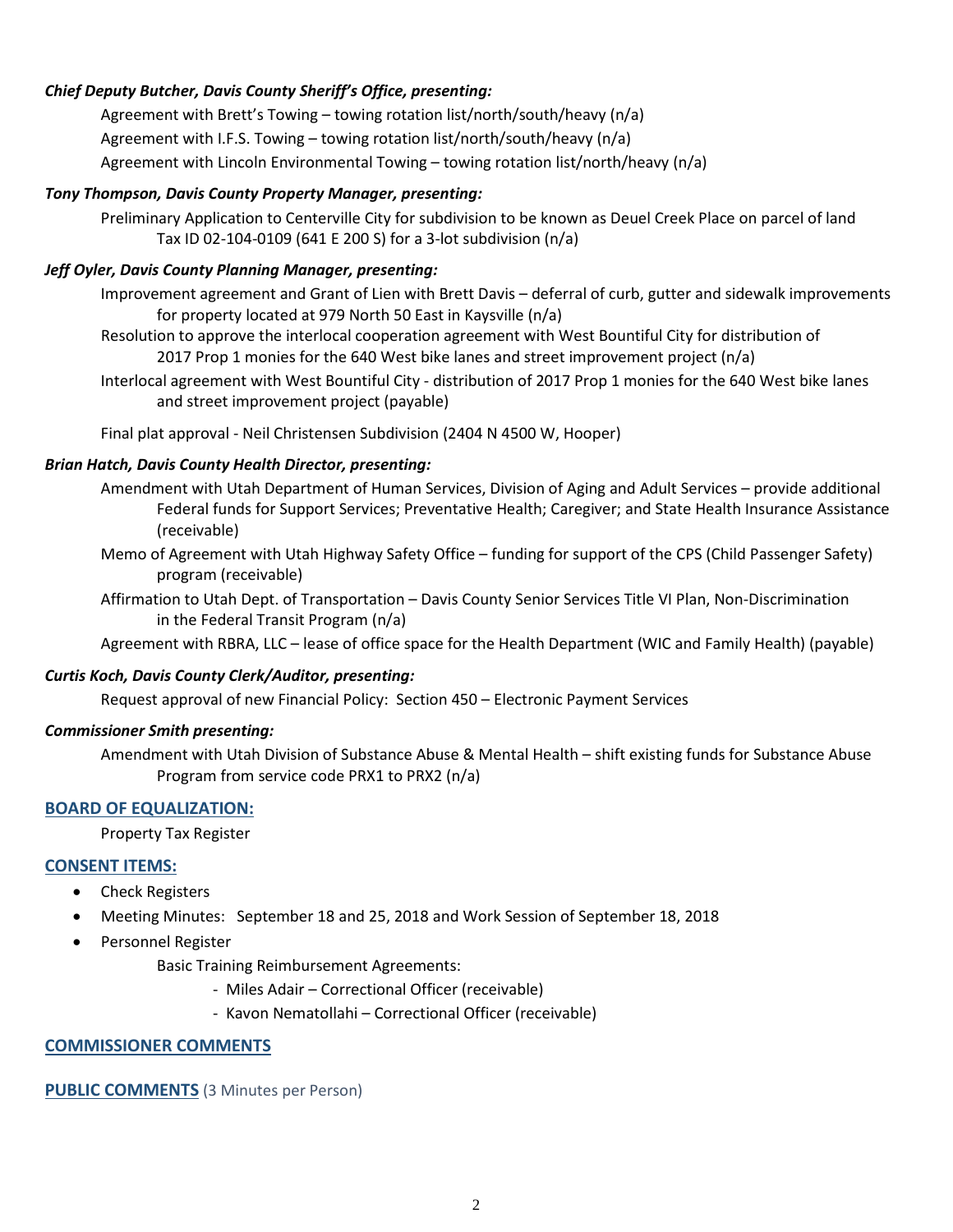***Chief Deputy Butcher, Davis County Sheriff's Office, presenting:***

Agreement with Brett's Towing – towing rotation list/north/south/heavy (n/a)

Agreement with I.F.S. Towing – towing rotation list/north/south/heavy (n/a)

Agreement with Lincoln Environmental Towing – towing rotation list/north/heavy (n/a)

***Tony Thompson, Davis County Property Manager, presenting:***

Preliminary Application to Centerville City for subdivision to be known as Deuel Creek Place on parcel of land Tax ID 02-104-0109 (641 E 200 S) for a 3-lot subdivision (n/a)

***Jeff Oyler, Davis County Planning Manager, presenting:***

Improvement agreement and Grant of Lien with Brett Davis – deferral of curb, gutter and sidewalk improvements for property located at 979 North 50 East in Kaysville (n/a)

Resolution to approve the interlocal cooperation agreement with West Bountiful City for distribution of 2017 Prop 1 monies for the 640 West bike lanes and street improvement project (n/a)

Interlocal agreement with West Bountiful City - distribution of 2017 Prop 1 monies for the 640 West bike lanes and street improvement project (payable)

Final plat approval - Neil Christensen Subdivision (2404 N 4500 W, Hooper)

***Brian Hatch, Davis County Health Director, presenting:***

Amendment with Utah Department of Human Services, Division of Aging and Adult Services – provide additional Federal funds for Support Services; Preventative Health; Caregiver; and State Health Insurance Assistance (receivable)

Memo of Agreement with Utah Highway Safety Office – funding for support of the CPS (Child Passenger Safety) program (receivable)

Affirmation to Utah Dept. of Transportation – Davis County Senior Services Title VI Plan, Non-Discrimination in the Federal Transit Program (n/a)

Agreement with RBRA, LLC – lease of office space for the Health Department (WIC and Family Health) (payable)

***Curtis Koch, Davis County Clerk/Auditor, presenting:***

Request approval of new Financial Policy: Section 450 – Electronic Payment Services

***Commissioner Smith presenting:***

Amendment with Utah Division of Substance Abuse & Mental Health – shift existing funds for Substance Abuse Program from service code PRX1 to PRX2 (n/a)

## BOARD OF EQUALIZATION:

Property Tax Register

## CONSENT ITEMS:

- Check Registers
- Meeting Minutes: September 18 and 25, 2018 and Work Session of September 18, 2018
- Personnel Register

  Basic Training Reimbursement Agreements:

  - Miles Adair – Correctional Officer (receivable)
  - Kavon Nematollahi – Correctional Officer (receivable)

## COMMISSIONER COMMENTS

## PUBLIC COMMENTS (3 Minutes per Person)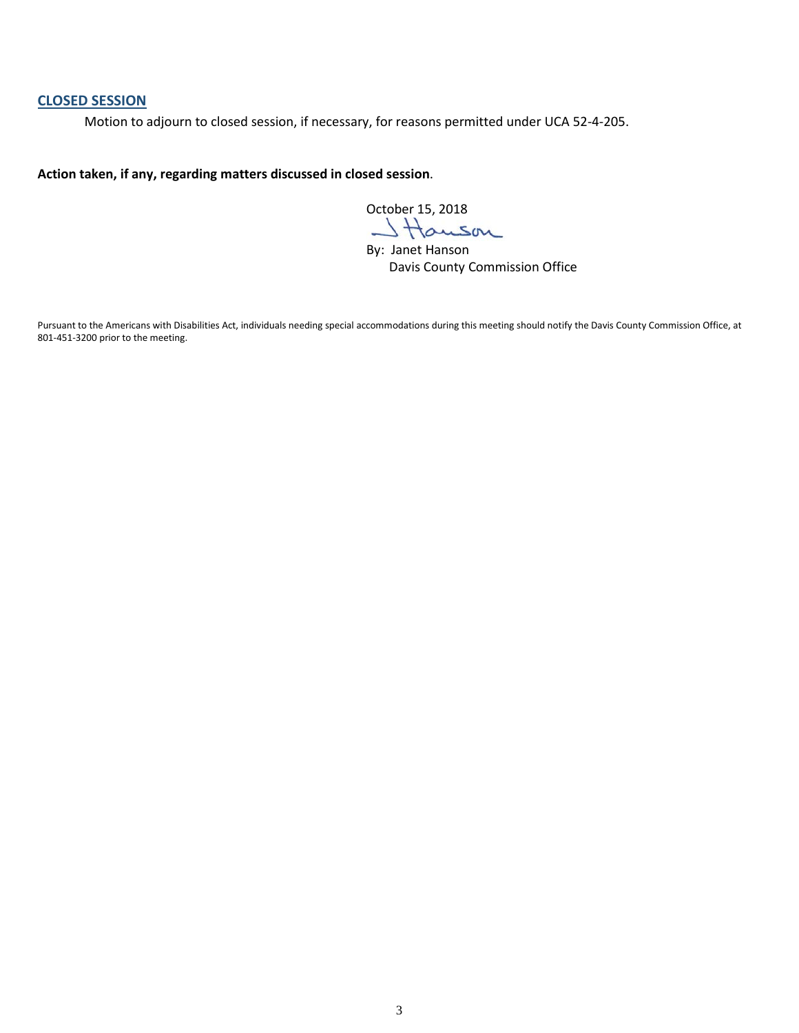## CLOSED SESSION

Motion to adjourn to closed session, if necessary, for reasons permitted under UCA 52-4-205.

**Action taken, if any, regarding matters discussed in closed session**.

October 15, 2018

J Hanson

By: Janet Hanson
Davis County Commission Office

Pursuant to the Americans with Disabilities Act, individuals needing special accommodations during this meeting should notify the Davis County Commission Office, at 801-451-3200 prior to the meeting.